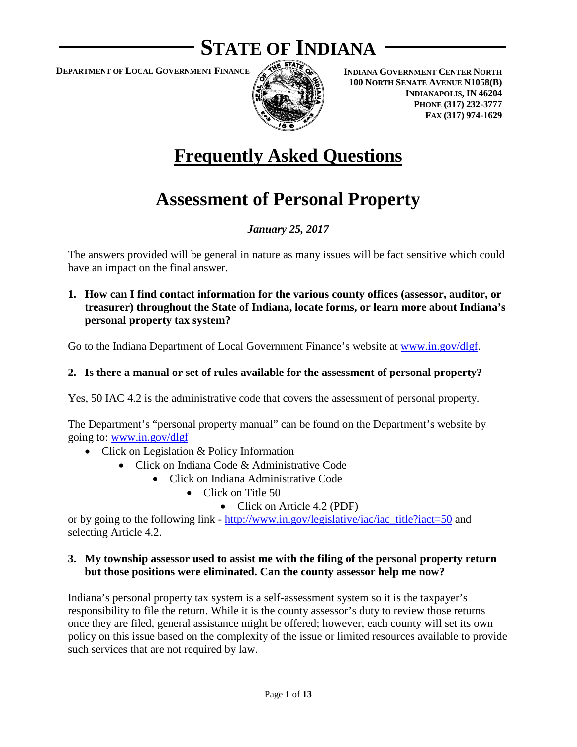# STATE OF INDIANA

**DEPARTMENT OF LOCAL GOVERNMENT FINANCE**

**INDIANA GOVERNMENT CENTER NORTH**
**100 NORTH SENATE AVENUE N1058(B)**
**INDIANAPOLIS, IN 46204**
**PHONE (317) 232-3777**
**FAX (317) 974-1629**

# Frequently Asked Questions

# Assessment of Personal Property

***January 25, 2017***

The answers provided will be general in nature as many issues will be fact sensitive which could have an impact on the final answer.

**1. How can I find contact information for the various county offices (assessor, auditor, or treasurer) throughout the State of Indiana, locate forms, or learn more about Indiana's personal property tax system?**

Go to the Indiana Department of Local Government Finance's website at www.in.gov/dlgf.

**2. Is there a manual or set of rules available for the assessment of personal property?**

Yes, 50 IAC 4.2 is the administrative code that covers the assessment of personal property.

The Department's "personal property manual" can be found on the Department's website by going to: www.in.gov/dlgf

- Click on Legislation & Policy Information
  - Click on Indiana Code & Administrative Code
    - Click on Indiana Administrative Code
      - Click on Title 50
        - Click on Article 4.2 (PDF)

or by going to the following link - http://www.in.gov/legislative/iac/iac_title?iact=50 and selecting Article 4.2.

**3. My township assessor used to assist me with the filing of the personal property return but those positions were eliminated. Can the county assessor help me now?**

Indiana's personal property tax system is a self-assessment system so it is the taxpayer's responsibility to file the return. While it is the county assessor's duty to review those returns once they are filed, general assistance might be offered; however, each county will set its own policy on this issue based on the complexity of the issue or limited resources available to provide such services that are not required by law.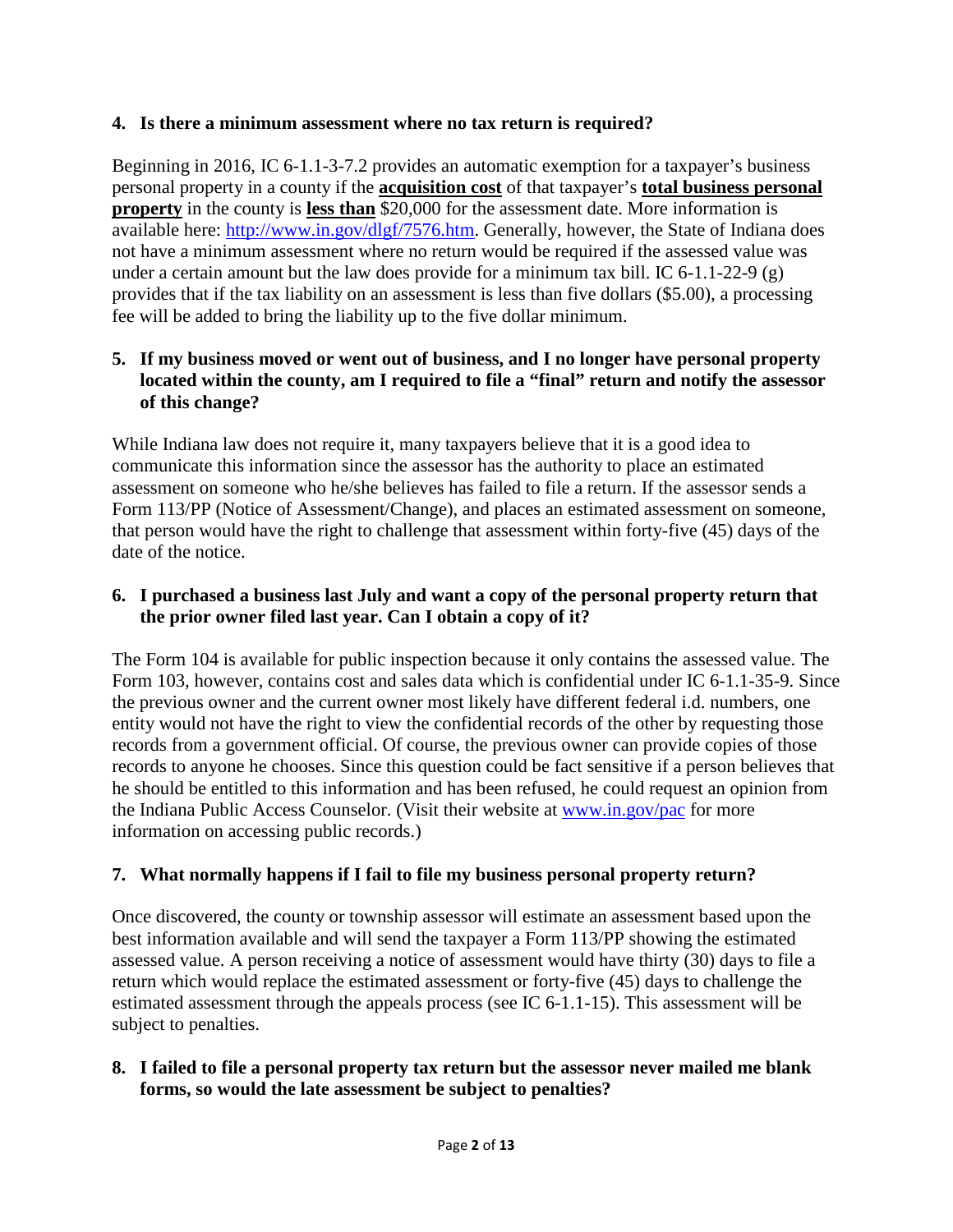**4. Is there a minimum assessment where no tax return is required?**

Beginning in 2016, IC 6-1.1-3-7.2 provides an automatic exemption for a taxpayer's business personal property in a county if the **acquisition cost** of that taxpayer's **total business personal property** in the county is **less than** $20,000 for the assessment date. More information is available here: [http://www.in.gov/dlgf/7576.htm](http://www.in.gov/dlgf/7576.htm). Generally, however, the State of Indiana does not have a minimum assessment where no return would be required if the assessed value was under a certain amount but the law does provide for a minimum tax bill. IC 6-1.1-22-9 (g) provides that if the tax liability on an assessment is less than five dollars ($5.00), a processing fee will be added to bring the liability up to the five dollar minimum.

**5. If my business moved or went out of business, and I no longer have personal property located within the county, am I required to file a "final" return and notify the assessor of this change?**

While Indiana law does not require it, many taxpayers believe that it is a good idea to communicate this information since the assessor has the authority to place an estimated assessment on someone who he/she believes has failed to file a return. If the assessor sends a Form 113/PP (Notice of Assessment/Change), and places an estimated assessment on someone, that person would have the right to challenge that assessment within forty-five (45) days of the date of the notice.

**6. I purchased a business last July and want a copy of the personal property return that the prior owner filed last year. Can I obtain a copy of it?**

The Form 104 is available for public inspection because it only contains the assessed value. The Form 103, however, contains cost and sales data which is confidential under IC 6-1.1-35-9. Since the previous owner and the current owner most likely have different federal i.d. numbers, one entity would not have the right to view the confidential records of the other by requesting those records from a government official. Of course, the previous owner can provide copies of those records to anyone he chooses. Since this question could be fact sensitive if a person believes that he should be entitled to this information and has been refused, he could request an opinion from the Indiana Public Access Counselor. (Visit their website at [www.in.gov/pac](http://www.in.gov/pac) for more information on accessing public records.)

**7. What normally happens if I fail to file my business personal property return?**

Once discovered, the county or township assessor will estimate an assessment based upon the best information available and will send the taxpayer a Form 113/PP showing the estimated assessed value. A person receiving a notice of assessment would have thirty (30) days to file a return which would replace the estimated assessment or forty-five (45) days to challenge the estimated assessment through the appeals process (see IC 6-1.1-15). This assessment will be subject to penalties.

**8. I failed to file a personal property tax return but the assessor never mailed me blank forms, so would the late assessment be subject to penalties?**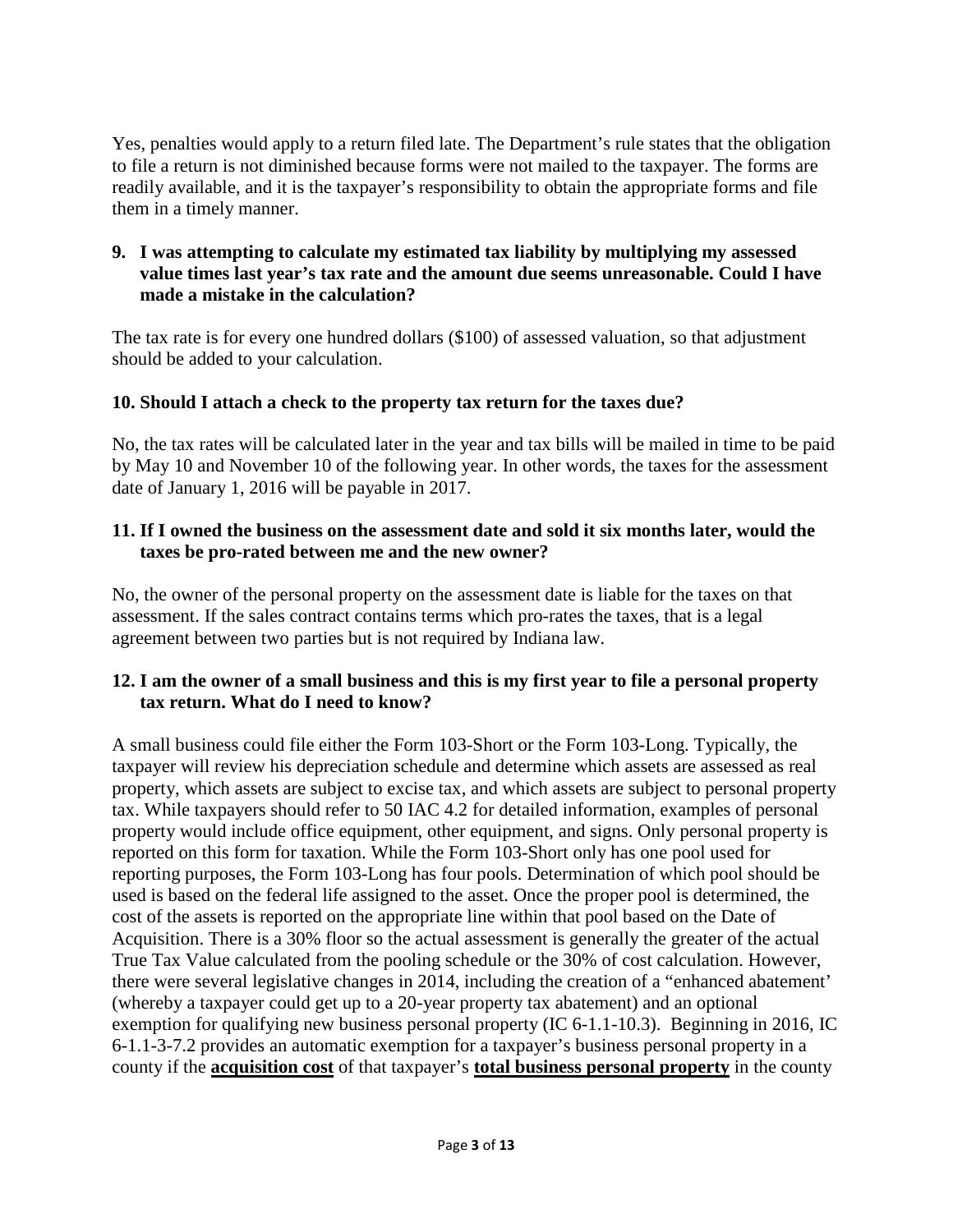Yes, penalties would apply to a return filed late. The Department's rule states that the obligation to file a return is not diminished because forms were not mailed to the taxpayer. The forms are readily available, and it is the taxpayer's responsibility to obtain the appropriate forms and file them in a timely manner.

**9. I was attempting to calculate my estimated tax liability by multiplying my assessed value times last year's tax rate and the amount due seems unreasonable. Could I have made a mistake in the calculation?**

The tax rate is for every one hundred dollars ($100) of assessed valuation, so that adjustment should be added to your calculation.

**10. Should I attach a check to the property tax return for the taxes due?**

No, the tax rates will be calculated later in the year and tax bills will be mailed in time to be paid by May 10 and November 10 of the following year. In other words, the taxes for the assessment date of January 1, 2016 will be payable in 2017.

**11. If I owned the business on the assessment date and sold it six months later, would the taxes be pro-rated between me and the new owner?**

No, the owner of the personal property on the assessment date is liable for the taxes on that assessment. If the sales contract contains terms which pro-rates the taxes, that is a legal agreement between two parties but is not required by Indiana law.

**12. I am the owner of a small business and this is my first year to file a personal property tax return. What do I need to know?**

A small business could file either the Form 103-Short or the Form 103-Long. Typically, the taxpayer will review his depreciation schedule and determine which assets are assessed as real property, which assets are subject to excise tax, and which assets are subject to personal property tax. While taxpayers should refer to 50 IAC 4.2 for detailed information, examples of personal property would include office equipment, other equipment, and signs. Only personal property is reported on this form for taxation. While the Form 103-Short only has one pool used for reporting purposes, the Form 103-Long has four pools. Determination of which pool should be used is based on the federal life assigned to the asset. Once the proper pool is determined, the cost of the assets is reported on the appropriate line within that pool based on the Date of Acquisition. There is a 30% floor so the actual assessment is generally the greater of the actual True Tax Value calculated from the pooling schedule or the 30% of cost calculation. However, there were several legislative changes in 2014, including the creation of a "enhanced abatement' (whereby a taxpayer could get up to a 20-year property tax abatement) and an optional exemption for qualifying new business personal property (IC 6-1.1-10.3). Beginning in 2016, IC 6-1.1-3-7.2 provides an automatic exemption for a taxpayer's business personal property in a county if the **acquisition cost** of that taxpayer's **total business personal property** in the county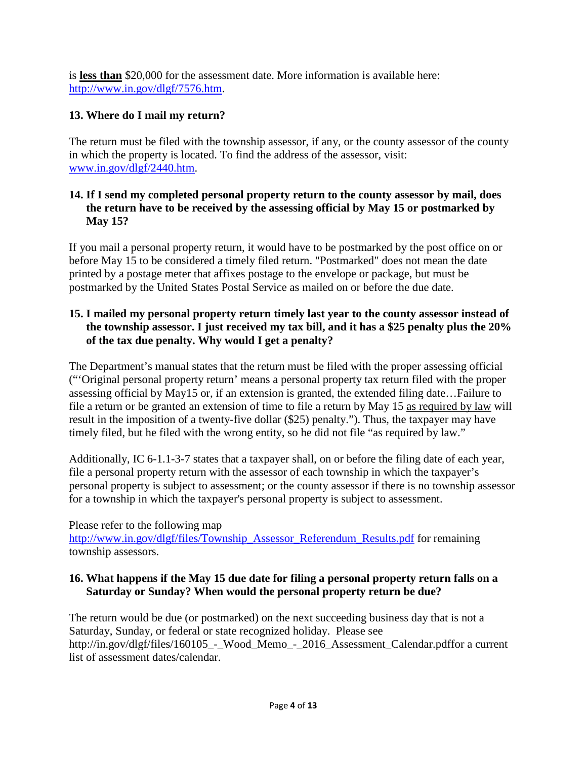is **<u>less than</u>** $20,000 for the assessment date. More information is available here: http://www.in.gov/dlgf/7576.htm.

**13. Where do I mail my return?**

The return must be filed with the township assessor, if any, or the county assessor of the county in which the property is located. To find the address of the assessor, visit: www.in.gov/dlgf/2440.htm.

**14. If I send my completed personal property return to the county assessor by mail, does the return have to be received by the assessing official by May 15 or postmarked by May 15?**

If you mail a personal property return, it would have to be postmarked by the post office on or before May 15 to be considered a timely filed return. "Postmarked" does not mean the date printed by a postage meter that affixes postage to the envelope or package, but must be postmarked by the United States Postal Service as mailed on or before the due date.

**15. I mailed my personal property return timely last year to the county assessor instead of the township assessor. I just received my tax bill, and it has a $25 penalty plus the 20% of the tax due penalty. Why would I get a penalty?**

The Department's manual states that the return must be filed with the proper assessing official ("'Original personal property return' means a personal property tax return filed with the proper assessing official by May15 or, if an extension is granted, the extended filing date…Failure to file a return or be granted an extension of time to file a return by May 15 <u>as required by law</u> will result in the imposition of a twenty-five dollar ($25) penalty."). Thus, the taxpayer may have timely filed, but he filed with the wrong entity, so he did not file "as required by law."

Additionally, IC 6-1.1-3-7 states that a taxpayer shall, on or before the filing date of each year, file a personal property return with the assessor of each township in which the taxpayer's personal property is subject to assessment; or the county assessor if there is no township assessor for a township in which the taxpayer's personal property is subject to assessment.

Please refer to the following map http://www.in.gov/dlgf/files/Township_Assessor_Referendum_Results.pdf for remaining township assessors.

**16. What happens if the May 15 due date for filing a personal property return falls on a Saturday or Sunday? When would the personal property return be due?**

The return would be due (or postmarked) on the next succeeding business day that is not a Saturday, Sunday, or federal or state recognized holiday. Please see http://in.gov/dlgf/files/160105_-_Wood_Memo_-_2016_Assessment_Calendar.pdffor a current list of assessment dates/calendar.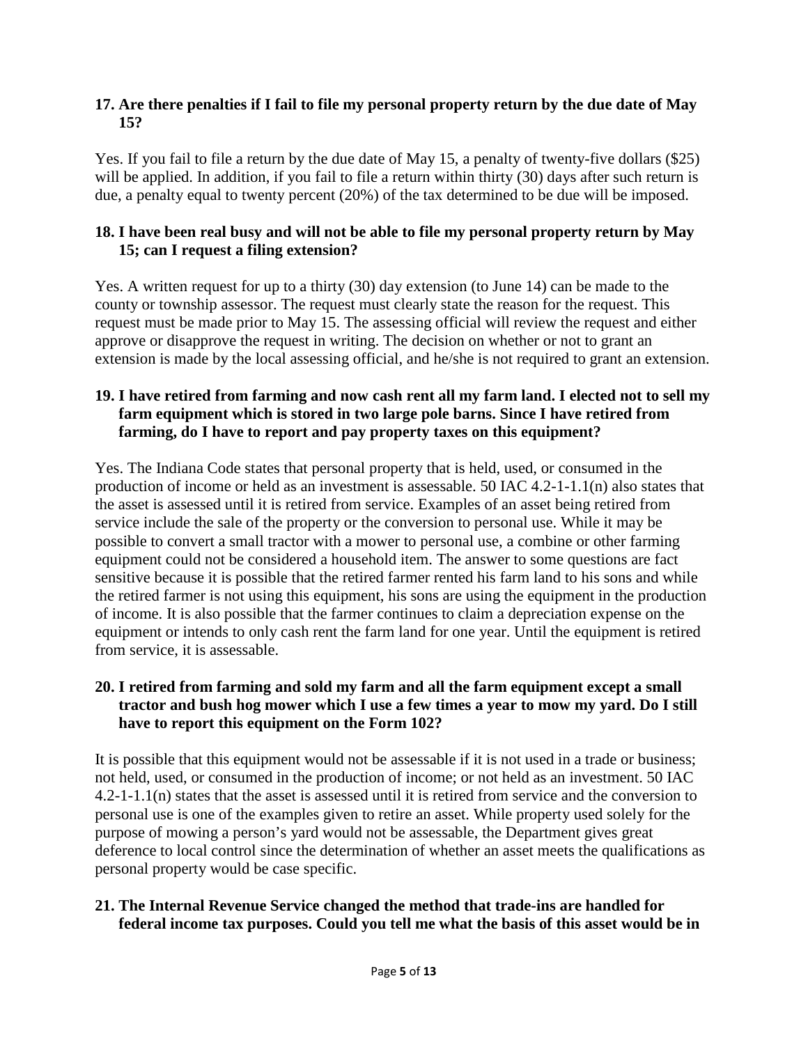**17. Are there penalties if I fail to file my personal property return by the due date of May 15?**

Yes. If you fail to file a return by the due date of May 15, a penalty of twenty-five dollars ($25) will be applied. In addition, if you fail to file a return within thirty (30) days after such return is due, a penalty equal to twenty percent (20%) of the tax determined to be due will be imposed.

**18. I have been real busy and will not be able to file my personal property return by May 15; can I request a filing extension?**

Yes. A written request for up to a thirty (30) day extension (to June 14) can be made to the county or township assessor. The request must clearly state the reason for the request. This request must be made prior to May 15. The assessing official will review the request and either approve or disapprove the request in writing. The decision on whether or not to grant an extension is made by the local assessing official, and he/she is not required to grant an extension.

**19. I have retired from farming and now cash rent all my farm land. I elected not to sell my farm equipment which is stored in two large pole barns. Since I have retired from farming, do I have to report and pay property taxes on this equipment?**

Yes. The Indiana Code states that personal property that is held, used, or consumed in the production of income or held as an investment is assessable. 50 IAC 4.2-1-1.1(n) also states that the asset is assessed until it is retired from service. Examples of an asset being retired from service include the sale of the property or the conversion to personal use. While it may be possible to convert a small tractor with a mower to personal use, a combine or other farming equipment could not be considered a household item. The answer to some questions are fact sensitive because it is possible that the retired farmer rented his farm land to his sons and while the retired farmer is not using this equipment, his sons are using the equipment in the production of income. It is also possible that the farmer continues to claim a depreciation expense on the equipment or intends to only cash rent the farm land for one year. Until the equipment is retired from service, it is assessable.

**20. I retired from farming and sold my farm and all the farm equipment except a small tractor and bush hog mower which I use a few times a year to mow my yard. Do I still have to report this equipment on the Form 102?**

It is possible that this equipment would not be assessable if it is not used in a trade or business; not held, used, or consumed in the production of income; or not held as an investment. 50 IAC 4.2-1-1.1(n) states that the asset is assessed until it is retired from service and the conversion to personal use is one of the examples given to retire an asset. While property used solely for the purpose of mowing a person's yard would not be assessable, the Department gives great deference to local control since the determination of whether an asset meets the qualifications as personal property would be case specific.

**21. The Internal Revenue Service changed the method that trade-ins are handled for federal income tax purposes. Could you tell me what the basis of this asset would be in**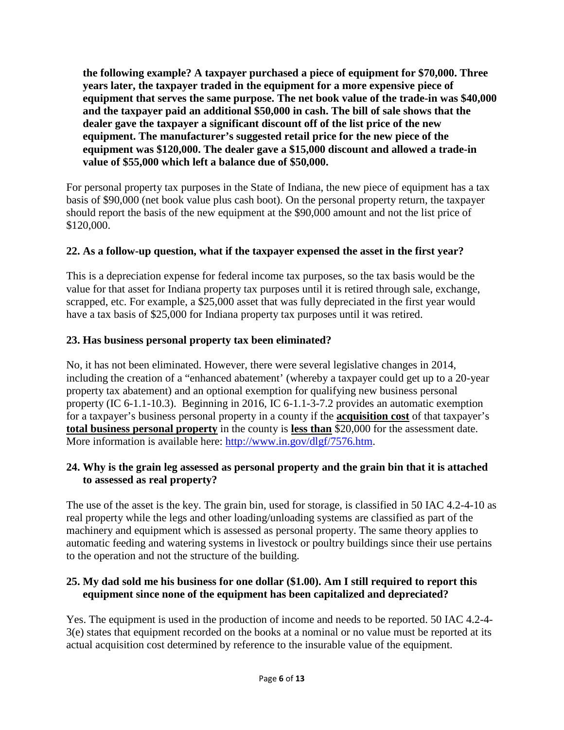**the following example? A taxpayer purchased a piece of equipment for $70,000. Three years later, the taxpayer traded in the equipment for a more expensive piece of equipment that serves the same purpose. The net book value of the trade-in was $40,000 and the taxpayer paid an additional $50,000 in cash. The bill of sale shows that the dealer gave the taxpayer a significant discount off of the list price of the new equipment. The manufacturer's suggested retail price for the new piece of the equipment was $120,000. The dealer gave a $15,000 discount and allowed a trade-in value of $55,000 which left a balance due of $50,000.**

For personal property tax purposes in the State of Indiana, the new piece of equipment has a tax basis of $90,000 (net book value plus cash boot). On the personal property return, the taxpayer should report the basis of the new equipment at the $90,000 amount and not the list price of $120,000.

**22. As a follow-up question, what if the taxpayer expensed the asset in the first year?**

This is a depreciation expense for federal income tax purposes, so the tax basis would be the value for that asset for Indiana property tax purposes until it is retired through sale, exchange, scrapped, etc. For example, a $25,000 asset that was fully depreciated in the first year would have a tax basis of $25,000 for Indiana property tax purposes until it was retired.

**23. Has business personal property tax been eliminated?**

No, it has not been eliminated. However, there were several legislative changes in 2014, including the creation of a "enhanced abatement' (whereby a taxpayer could get up to a 20-year property tax abatement) and an optional exemption for qualifying new business personal property (IC 6-1.1-10.3). Beginning in 2016, IC 6-1.1-3-7.2 provides an automatic exemption for a taxpayer's business personal property in a county if the **acquisition cost** of that taxpayer's **total business personal property** in the county is **less than** $20,000 for the assessment date. More information is available here: [http://www.in.gov/dlgf/7576.htm](http://www.in.gov/dlgf/7576.htm).

**24. Why is the grain leg assessed as personal property and the grain bin that it is attached to assessed as real property?**

The use of the asset is the key. The grain bin, used for storage, is classified in 50 IAC 4.2-4-10 as real property while the legs and other loading/unloading systems are classified as part of the machinery and equipment which is assessed as personal property. The same theory applies to automatic feeding and watering systems in livestock or poultry buildings since their use pertains to the operation and not the structure of the building.

**25. My dad sold me his business for one dollar ($1.00). Am I still required to report this equipment since none of the equipment has been capitalized and depreciated?**

Yes. The equipment is used in the production of income and needs to be reported. 50 IAC 4.2-4-3(e) states that equipment recorded on the books at a nominal or no value must be reported at its actual acquisition cost determined by reference to the insurable value of the equipment.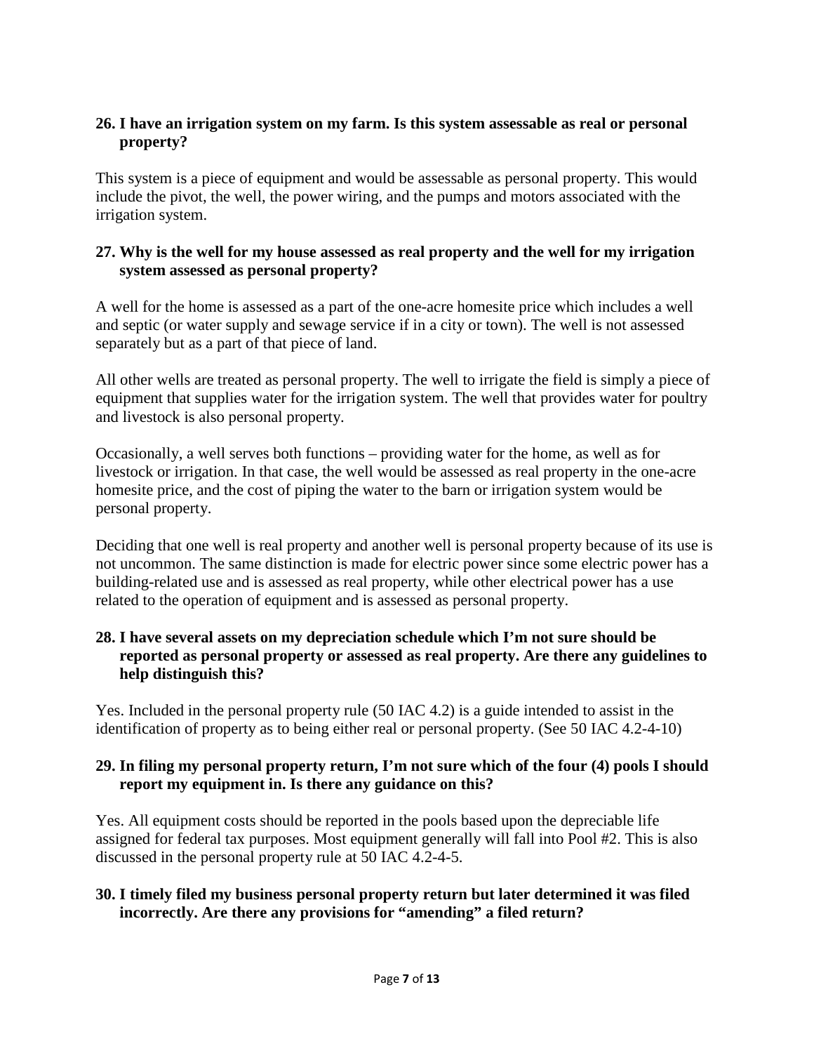**26. I have an irrigation system on my farm. Is this system assessable as real or personal property?**

This system is a piece of equipment and would be assessable as personal property. This would include the pivot, the well, the power wiring, and the pumps and motors associated with the irrigation system.

**27. Why is the well for my house assessed as real property and the well for my irrigation system assessed as personal property?**

A well for the home is assessed as a part of the one-acre homesite price which includes a well and septic (or water supply and sewage service if in a city or town). The well is not assessed separately but as a part of that piece of land.

All other wells are treated as personal property. The well to irrigate the field is simply a piece of equipment that supplies water for the irrigation system. The well that provides water for poultry and livestock is also personal property.

Occasionally, a well serves both functions – providing water for the home, as well as for livestock or irrigation. In that case, the well would be assessed as real property in the one-acre homesite price, and the cost of piping the water to the barn or irrigation system would be personal property.

Deciding that one well is real property and another well is personal property because of its use is not uncommon. The same distinction is made for electric power since some electric power has a building-related use and is assessed as real property, while other electrical power has a use related to the operation of equipment and is assessed as personal property.

**28. I have several assets on my depreciation schedule which I'm not sure should be reported as personal property or assessed as real property. Are there any guidelines to help distinguish this?**

Yes. Included in the personal property rule (50 IAC 4.2) is a guide intended to assist in the identification of property as to being either real or personal property. (See 50 IAC 4.2-4-10)

**29. In filing my personal property return, I'm not sure which of the four (4) pools I should report my equipment in. Is there any guidance on this?**

Yes. All equipment costs should be reported in the pools based upon the depreciable life assigned for federal tax purposes. Most equipment generally will fall into Pool #2. This is also discussed in the personal property rule at 50 IAC 4.2-4-5.

**30. I timely filed my business personal property return but later determined it was filed incorrectly. Are there any provisions for "amending" a filed return?**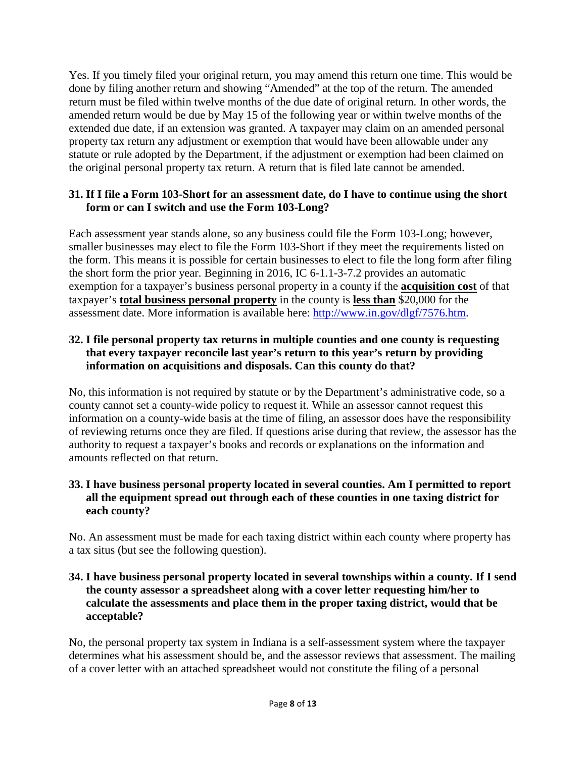Yes. If you timely filed your original return, you may amend this return one time. This would be done by filing another return and showing "Amended" at the top of the return. The amended return must be filed within twelve months of the due date of original return. In other words, the amended return would be due by May 15 of the following year or within twelve months of the extended due date, if an extension was granted. A taxpayer may claim on an amended personal property tax return any adjustment or exemption that would have been allowable under any statute or rule adopted by the Department, if the adjustment or exemption had been claimed on the original personal property tax return. A return that is filed late cannot be amended.

**31. If I file a Form 103-Short for an assessment date, do I have to continue using the short form or can I switch and use the Form 103-Long?**

Each assessment year stands alone, so any business could file the Form 103-Long; however, smaller businesses may elect to file the Form 103-Short if they meet the requirements listed on the form. This means it is possible for certain businesses to elect to file the long form after filing the short form the prior year. Beginning in 2016, IC 6-1.1-3-7.2 provides an automatic exemption for a taxpayer's business personal property in a county if the **acquisition cost** of that taxpayer's **total business personal property** in the county is **less than** \$20,000 for the assessment date. More information is available here: [http://www.in.gov/dlgf/7576.htm](http://www.in.gov/dlgf/7576.htm).

**32. I file personal property tax returns in multiple counties and one county is requesting that every taxpayer reconcile last year's return to this year's return by providing information on acquisitions and disposals. Can this county do that?**

No, this information is not required by statute or by the Department's administrative code, so a county cannot set a county-wide policy to request it. While an assessor cannot request this information on a county-wide basis at the time of filing, an assessor does have the responsibility of reviewing returns once they are filed. If questions arise during that review, the assessor has the authority to request a taxpayer's books and records or explanations on the information and amounts reflected on that return.

**33. I have business personal property located in several counties. Am I permitted to report all the equipment spread out through each of these counties in one taxing district for each county?**

No. An assessment must be made for each taxing district within each county where property has a tax situs (but see the following question).

**34. I have business personal property located in several townships within a county. If I send the county assessor a spreadsheet along with a cover letter requesting him/her to calculate the assessments and place them in the proper taxing district, would that be acceptable?**

No, the personal property tax system in Indiana is a self-assessment system where the taxpayer determines what his assessment should be, and the assessor reviews that assessment. The mailing of a cover letter with an attached spreadsheet would not constitute the filing of a personal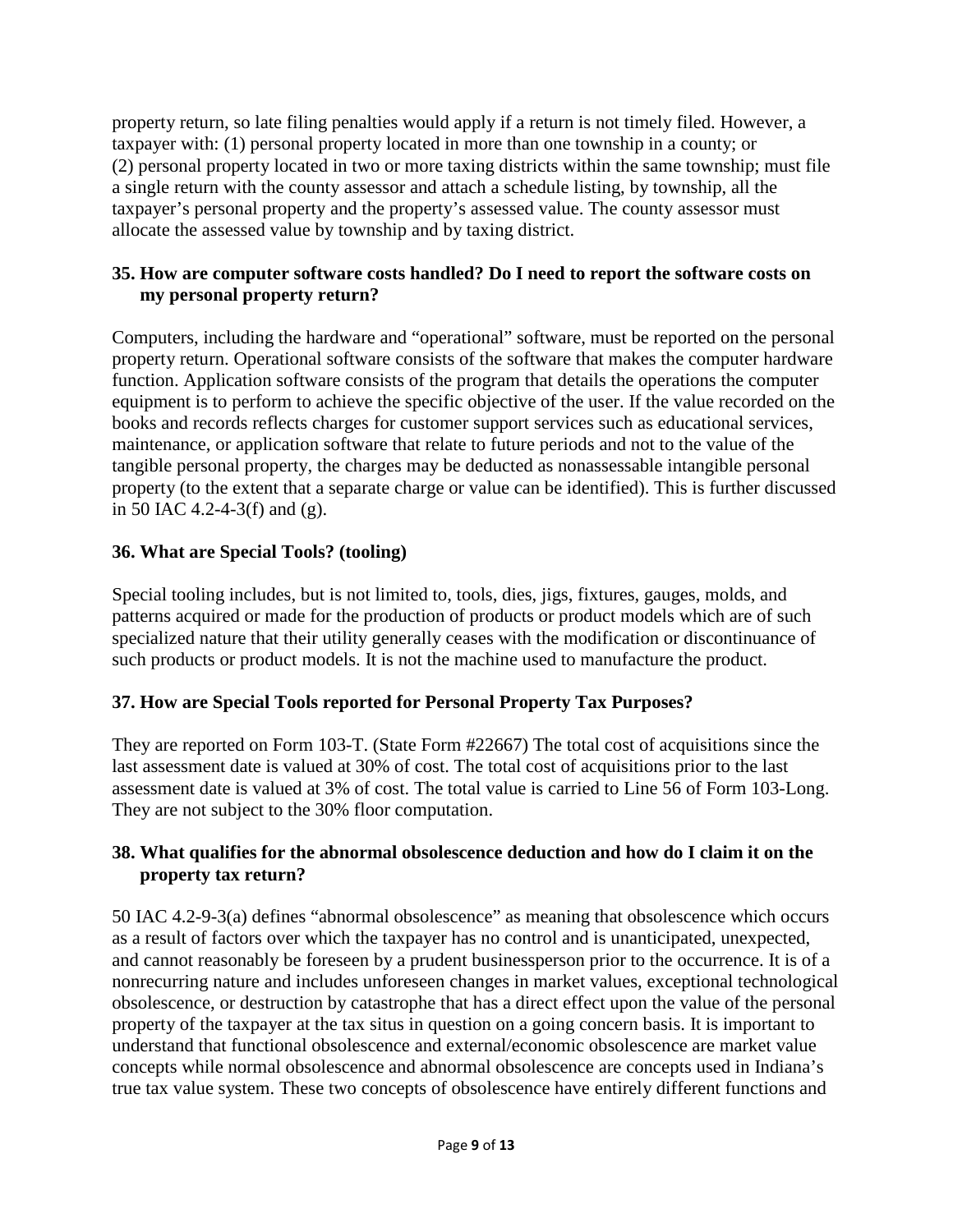property return, so late filing penalties would apply if a return is not timely filed. However, a taxpayer with: (1) personal property located in more than one township in a county; or (2) personal property located in two or more taxing districts within the same township; must file a single return with the county assessor and attach a schedule listing, by township, all the taxpayer's personal property and the property's assessed value. The county assessor must allocate the assessed value by township and by taxing district.

### 35. How are computer software costs handled? Do I need to report the software costs on my personal property return?

Computers, including the hardware and "operational" software, must be reported on the personal property return. Operational software consists of the software that makes the computer hardware function. Application software consists of the program that details the operations the computer equipment is to perform to achieve the specific objective of the user. If the value recorded on the books and records reflects charges for customer support services such as educational services, maintenance, or application software that relate to future periods and not to the value of the tangible personal property, the charges may be deducted as nonassessable intangible personal property (to the extent that a separate charge or value can be identified). This is further discussed in 50 IAC 4.2-4-3(f) and (g).

### 36. What are Special Tools? (tooling)

Special tooling includes, but is not limited to, tools, dies, jigs, fixtures, gauges, molds, and patterns acquired or made for the production of products or product models which are of such specialized nature that their utility generally ceases with the modification or discontinuance of such products or product models. It is not the machine used to manufacture the product.

### 37. How are Special Tools reported for Personal Property Tax Purposes?

They are reported on Form 103-T. (State Form #22667) The total cost of acquisitions since the last assessment date is valued at 30% of cost. The total cost of acquisitions prior to the last assessment date is valued at 3% of cost. The total value is carried to Line 56 of Form 103-Long. They are not subject to the 30% floor computation.

### 38. What qualifies for the abnormal obsolescence deduction and how do I claim it on the property tax return?

50 IAC 4.2-9-3(a) defines "abnormal obsolescence" as meaning that obsolescence which occurs as a result of factors over which the taxpayer has no control and is unanticipated, unexpected, and cannot reasonably be foreseen by a prudent businessperson prior to the occurrence. It is of a nonrecurring nature and includes unforeseen changes in market values, exceptional technological obsolescence, or destruction by catastrophe that has a direct effect upon the value of the personal property of the taxpayer at the tax situs in question on a going concern basis. It is important to understand that functional obsolescence and external/economic obsolescence are market value concepts while normal obsolescence and abnormal obsolescence are concepts used in Indiana's true tax value system. These two concepts of obsolescence have entirely different functions and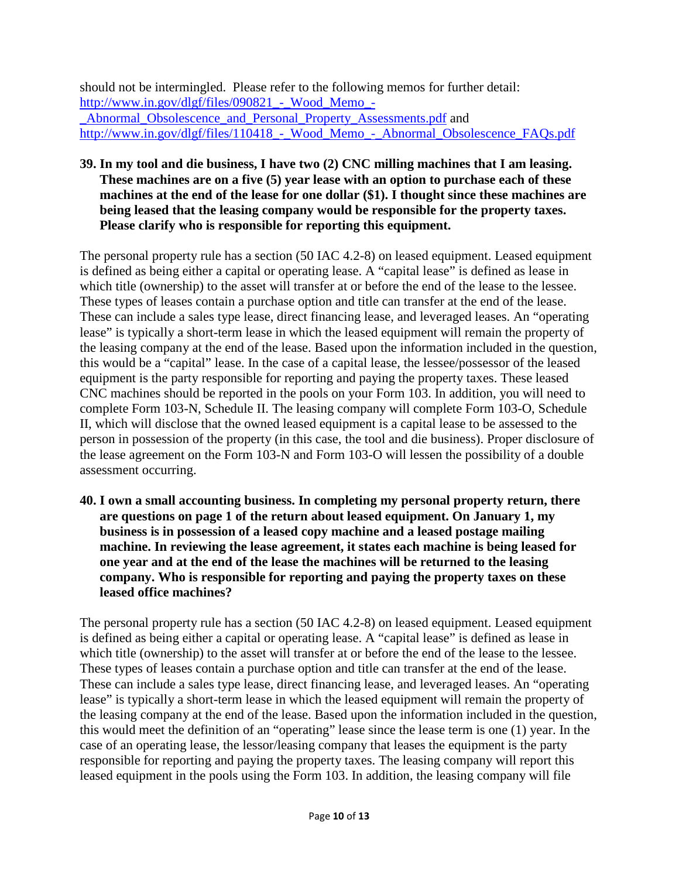should not be intermingled. Please refer to the following memos for further detail: http://www.in.gov/dlgf/files/090821_-_Wood_Memo_-_Abnormal_Obsolescence_and_Personal_Property_Assessments.pdf and http://www.in.gov/dlgf/files/110418_-_Wood_Memo_-_Abnormal_Obsolescence_FAQs.pdf

**39. In my tool and die business, I have two (2) CNC milling machines that I am leasing. These machines are on a five (5) year lease with an option to purchase each of these machines at the end of the lease for one dollar ($1). I thought since these machines are being leased that the leasing company would be responsible for the property taxes. Please clarify who is responsible for reporting this equipment.**

The personal property rule has a section (50 IAC 4.2-8) on leased equipment. Leased equipment is defined as being either a capital or operating lease. A "capital lease" is defined as lease in which title (ownership) to the asset will transfer at or before the end of the lease to the lessee. These types of leases contain a purchase option and title can transfer at the end of the lease. These can include a sales type lease, direct financing lease, and leveraged leases. An "operating lease" is typically a short-term lease in which the leased equipment will remain the property of the leasing company at the end of the lease. Based upon the information included in the question, this would be a "capital" lease. In the case of a capital lease, the lessee/possessor of the leased equipment is the party responsible for reporting and paying the property taxes. These leased CNC machines should be reported in the pools on your Form 103. In addition, you will need to complete Form 103-N, Schedule II. The leasing company will complete Form 103-O, Schedule II, which will disclose that the owned leased equipment is a capital lease to be assessed to the person in possession of the property (in this case, the tool and die business). Proper disclosure of the lease agreement on the Form 103-N and Form 103-O will lessen the possibility of a double assessment occurring.

**40. I own a small accounting business. In completing my personal property return, there are questions on page 1 of the return about leased equipment. On January 1, my business is in possession of a leased copy machine and a leased postage mailing machine. In reviewing the lease agreement, it states each machine is being leased for one year and at the end of the lease the machines will be returned to the leasing company. Who is responsible for reporting and paying the property taxes on these leased office machines?**

The personal property rule has a section (50 IAC 4.2-8) on leased equipment. Leased equipment is defined as being either a capital or operating lease. A "capital lease" is defined as lease in which title (ownership) to the asset will transfer at or before the end of the lease to the lessee. These types of leases contain a purchase option and title can transfer at the end of the lease. These can include a sales type lease, direct financing lease, and leveraged leases. An "operating lease" is typically a short-term lease in which the leased equipment will remain the property of the leasing company at the end of the lease. Based upon the information included in the question, this would meet the definition of an "operating" lease since the lease term is one (1) year. In the case of an operating lease, the lessor/leasing company that leases the equipment is the party responsible for reporting and paying the property taxes. The leasing company will report this leased equipment in the pools using the Form 103. In addition, the leasing company will file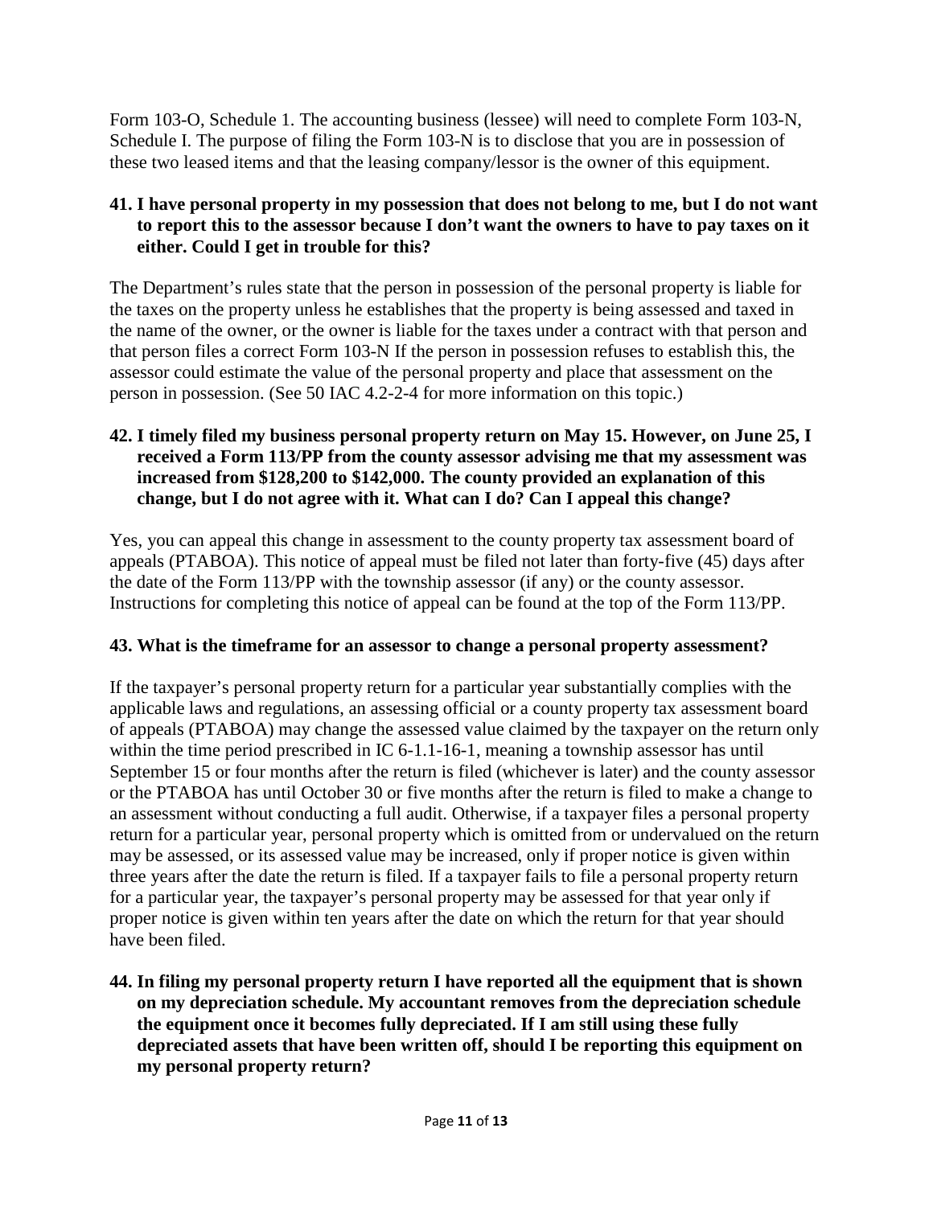Form 103-O, Schedule 1. The accounting business (lessee) will need to complete Form 103-N, Schedule I. The purpose of filing the Form 103-N is to disclose that you are in possession of these two leased items and that the leasing company/lessor is the owner of this equipment.

**41. I have personal property in my possession that does not belong to me, but I do not want to report this to the assessor because I don't want the owners to have to pay taxes on it either. Could I get in trouble for this?**

The Department's rules state that the person in possession of the personal property is liable for the taxes on the property unless he establishes that the property is being assessed and taxed in the name of the owner, or the owner is liable for the taxes under a contract with that person and that person files a correct Form 103-N If the person in possession refuses to establish this, the assessor could estimate the value of the personal property and place that assessment on the person in possession. (See 50 IAC 4.2-2-4 for more information on this topic.)

**42. I timely filed my business personal property return on May 15. However, on June 25, I received a Form 113/PP from the county assessor advising me that my assessment was increased from $128,200 to $142,000. The county provided an explanation of this change, but I do not agree with it. What can I do? Can I appeal this change?**

Yes, you can appeal this change in assessment to the county property tax assessment board of appeals (PTABOA). This notice of appeal must be filed not later than forty-five (45) days after the date of the Form 113/PP with the township assessor (if any) or the county assessor. Instructions for completing this notice of appeal can be found at the top of the Form 113/PP.

**43. What is the timeframe for an assessor to change a personal property assessment?**

If the taxpayer's personal property return for a particular year substantially complies with the applicable laws and regulations, an assessing official or a county property tax assessment board of appeals (PTABOA) may change the assessed value claimed by the taxpayer on the return only within the time period prescribed in IC 6-1.1-16-1, meaning a township assessor has until September 15 or four months after the return is filed (whichever is later) and the county assessor or the PTABOA has until October 30 or five months after the return is filed to make a change to an assessment without conducting a full audit. Otherwise, if a taxpayer files a personal property return for a particular year, personal property which is omitted from or undervalued on the return may be assessed, or its assessed value may be increased, only if proper notice is given within three years after the date the return is filed. If a taxpayer fails to file a personal property return for a particular year, the taxpayer's personal property may be assessed for that year only if proper notice is given within ten years after the date on which the return for that year should have been filed.

**44. In filing my personal property return I have reported all the equipment that is shown on my depreciation schedule. My accountant removes from the depreciation schedule the equipment once it becomes fully depreciated. If I am still using these fully depreciated assets that have been written off, should I be reporting this equipment on my personal property return?**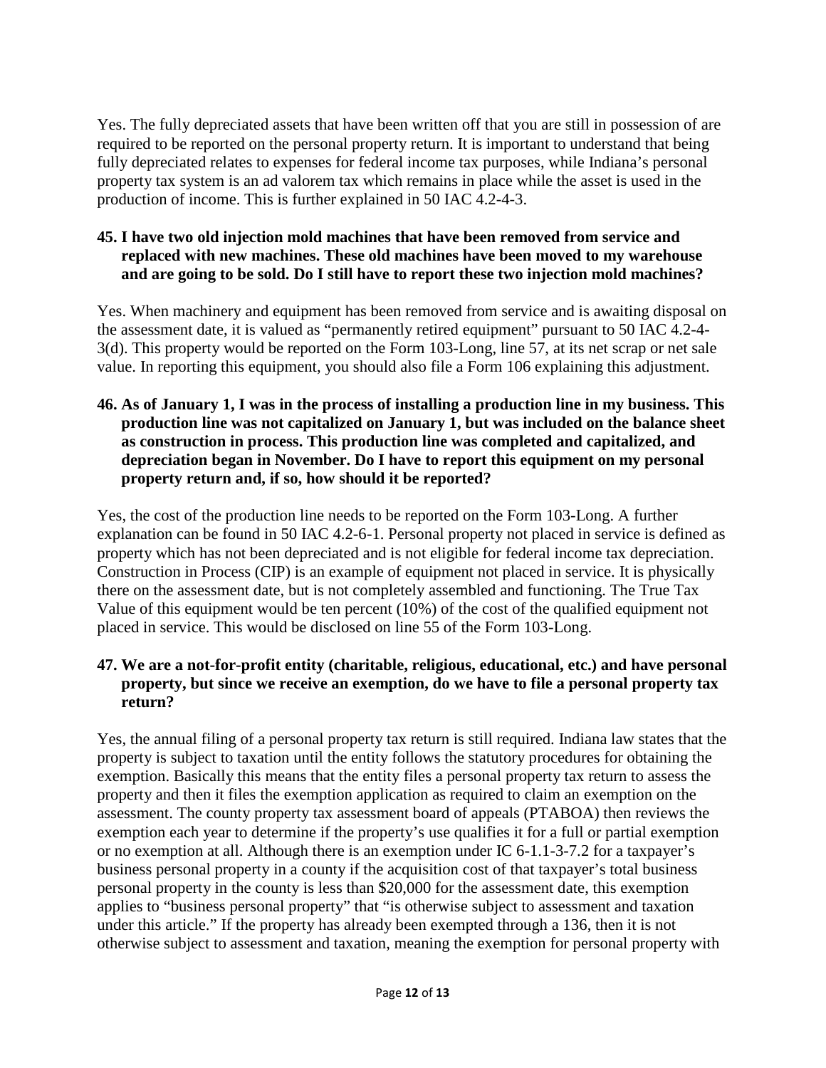Yes. The fully depreciated assets that have been written off that you are still in possession of are required to be reported on the personal property return. It is important to understand that being fully depreciated relates to expenses for federal income tax purposes, while Indiana's personal property tax system is an ad valorem tax which remains in place while the asset is used in the production of income. This is further explained in 50 IAC 4.2-4-3.

**45. I have two old injection mold machines that have been removed from service and replaced with new machines. These old machines have been moved to my warehouse and are going to be sold. Do I still have to report these two injection mold machines?**

Yes. When machinery and equipment has been removed from service and is awaiting disposal on the assessment date, it is valued as "permanently retired equipment" pursuant to 50 IAC 4.2-4-3(d). This property would be reported on the Form 103-Long, line 57, at its net scrap or net sale value. In reporting this equipment, you should also file a Form 106 explaining this adjustment.

**46. As of January 1, I was in the process of installing a production line in my business. This production line was not capitalized on January 1, but was included on the balance sheet as construction in process. This production line was completed and capitalized, and depreciation began in November. Do I have to report this equipment on my personal property return and, if so, how should it be reported?**

Yes, the cost of the production line needs to be reported on the Form 103-Long. A further explanation can be found in 50 IAC 4.2-6-1. Personal property not placed in service is defined as property which has not been depreciated and is not eligible for federal income tax depreciation. Construction in Process (CIP) is an example of equipment not placed in service. It is physically there on the assessment date, but is not completely assembled and functioning. The True Tax Value of this equipment would be ten percent (10%) of the cost of the qualified equipment not placed in service. This would be disclosed on line 55 of the Form 103-Long.

**47. We are a not-for-profit entity (charitable, religious, educational, etc.) and have personal property, but since we receive an exemption, do we have to file a personal property tax return?**

Yes, the annual filing of a personal property tax return is still required. Indiana law states that the property is subject to taxation until the entity follows the statutory procedures for obtaining the exemption. Basically this means that the entity files a personal property tax return to assess the property and then it files the exemption application as required to claim an exemption on the assessment. The county property tax assessment board of appeals (PTABOA) then reviews the exemption each year to determine if the property's use qualifies it for a full or partial exemption or no exemption at all. Although there is an exemption under IC 6-1.1-3-7.2 for a taxpayer's business personal property in a county if the acquisition cost of that taxpayer's total business personal property in the county is less than $20,000 for the assessment date, this exemption applies to "business personal property" that "is otherwise subject to assessment and taxation under this article." If the property has already been exempted through a 136, then it is not otherwise subject to assessment and taxation, meaning the exemption for personal property with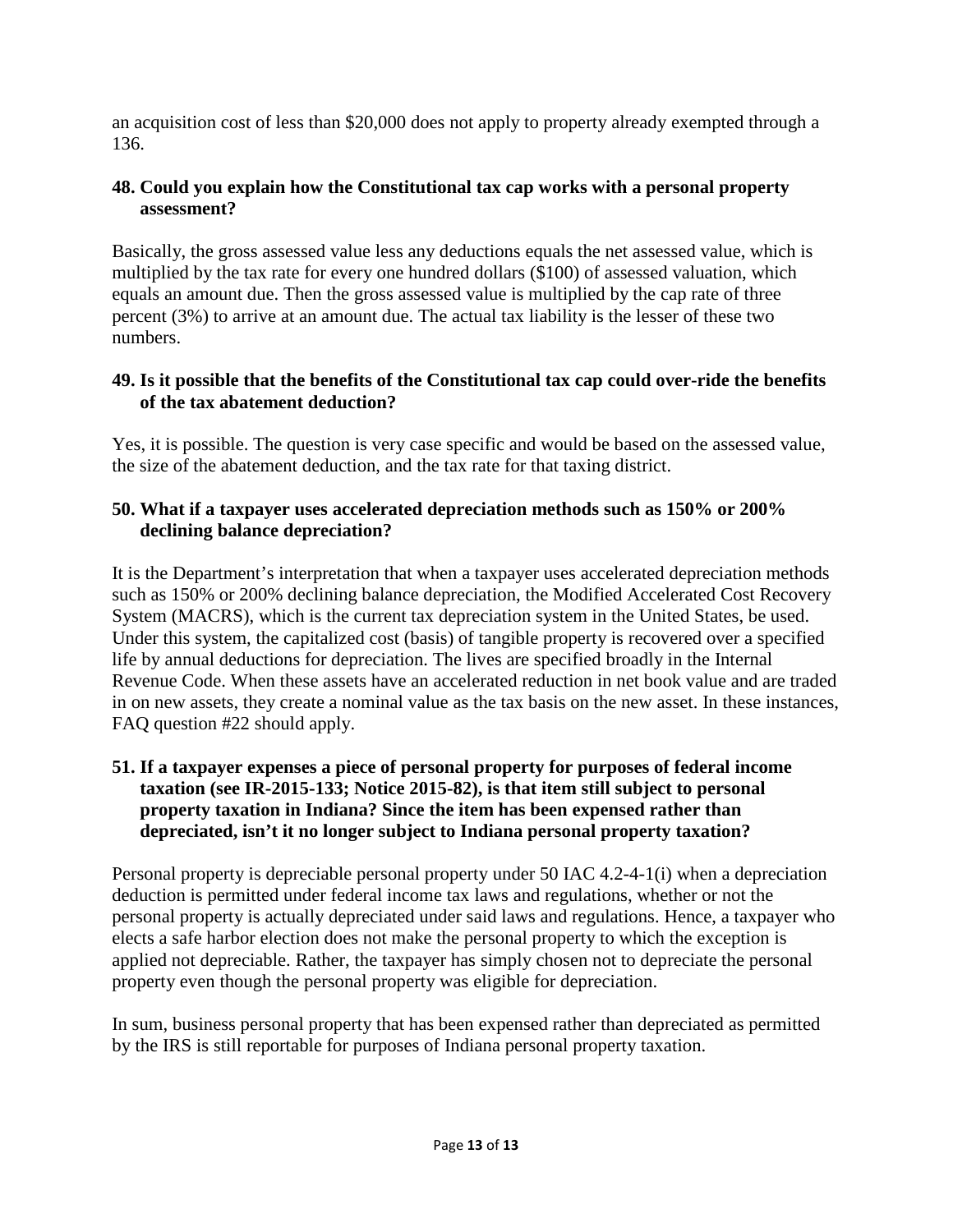an acquisition cost of less than $20,000 does not apply to property already exempted through a 136.

**48. Could you explain how the Constitutional tax cap works with a personal property assessment?**

Basically, the gross assessed value less any deductions equals the net assessed value, which is multiplied by the tax rate for every one hundred dollars ($100) of assessed valuation, which equals an amount due. Then the gross assessed value is multiplied by the cap rate of three percent (3%) to arrive at an amount due. The actual tax liability is the lesser of these two numbers.

**49. Is it possible that the benefits of the Constitutional tax cap could over-ride the benefits of the tax abatement deduction?**

Yes, it is possible. The question is very case specific and would be based on the assessed value, the size of the abatement deduction, and the tax rate for that taxing district.

**50. What if a taxpayer uses accelerated depreciation methods such as 150% or 200% declining balance depreciation?**

It is the Department's interpretation that when a taxpayer uses accelerated depreciation methods such as 150% or 200% declining balance depreciation, the Modified Accelerated Cost Recovery System (MACRS), which is the current tax depreciation system in the United States, be used. Under this system, the capitalized cost (basis) of tangible property is recovered over a specified life by annual deductions for depreciation. The lives are specified broadly in the Internal Revenue Code. When these assets have an accelerated reduction in net book value and are traded in on new assets, they create a nominal value as the tax basis on the new asset. In these instances, FAQ question #22 should apply.

**51. If a taxpayer expenses a piece of personal property for purposes of federal income taxation (see IR-2015-133; Notice 2015-82), is that item still subject to personal property taxation in Indiana? Since the item has been expensed rather than depreciated, isn't it no longer subject to Indiana personal property taxation?**

Personal property is depreciable personal property under 50 IAC 4.2-4-1(i) when a depreciation deduction is permitted under federal income tax laws and regulations, whether or not the personal property is actually depreciated under said laws and regulations. Hence, a taxpayer who elects a safe harbor election does not make the personal property to which the exception is applied not depreciable. Rather, the taxpayer has simply chosen not to depreciate the personal property even though the personal property was eligible for depreciation.

In sum, business personal property that has been expensed rather than depreciated as permitted by the IRS is still reportable for purposes of Indiana personal property taxation.